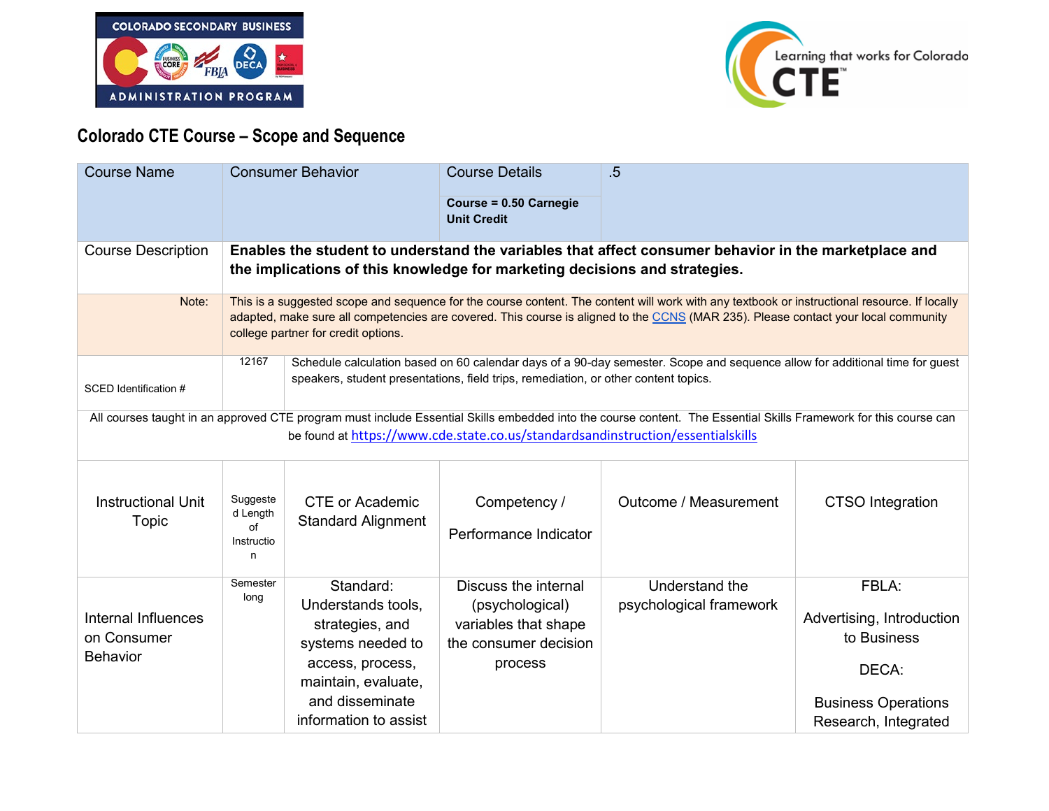## Colorado CTE Course – Scope and Sequence

| Course Name | Consumer Behavior | Course Details<br><br>**Course = 0.50 Carnegie Unit Credit** | .5 | | |
|---|---|---|---|---|---|
| Course Description | **Enables the student to understand the variables that affect consumer behavior in the marketplace and the implications of this knowledge for marketing decisions and strategies.** | | | | |
| Note: | This is a suggested scope and sequence for the course content. The content will work with any textbook or instructional resource. If locally adapted, make sure all competencies are covered. This course is aligned to the CCNS (MAR 235). Please contact your local community college partner for credit options. | | | | |
| SCED Identification # | 12167 | Schedule calculation based on 60 calendar days of a 90-day semester. Scope and sequence allow for additional time for guest speakers, student presentations, field trips, remediation, or other content topics. | | | |

All courses taught in an approved CTE program must include Essential Skills embedded into the course content. The Essential Skills Framework for this course can be found at https://www.cde.state.co.us/standardsandinstruction/essentialskills

| Instructional Unit Topic | Suggested Length of Instruction | CTE or Academic Standard Alignment | Competency / Performance Indicator | Outcome / Measurement | CTSO Integration |
|---|---|---|---|---|---|
| Internal Influences on Consumer Behavior | Semester long | Standard: Understands tools, strategies, and systems needed to access, process, maintain, evaluate, and disseminate information to assist | Discuss the internal (psychological) variables that shape the consumer decision process | Understand the psychological framework | FBLA:<br><br>Advertising, Introduction to Business<br><br>DECA:<br><br>Business Operations Research, Integrated |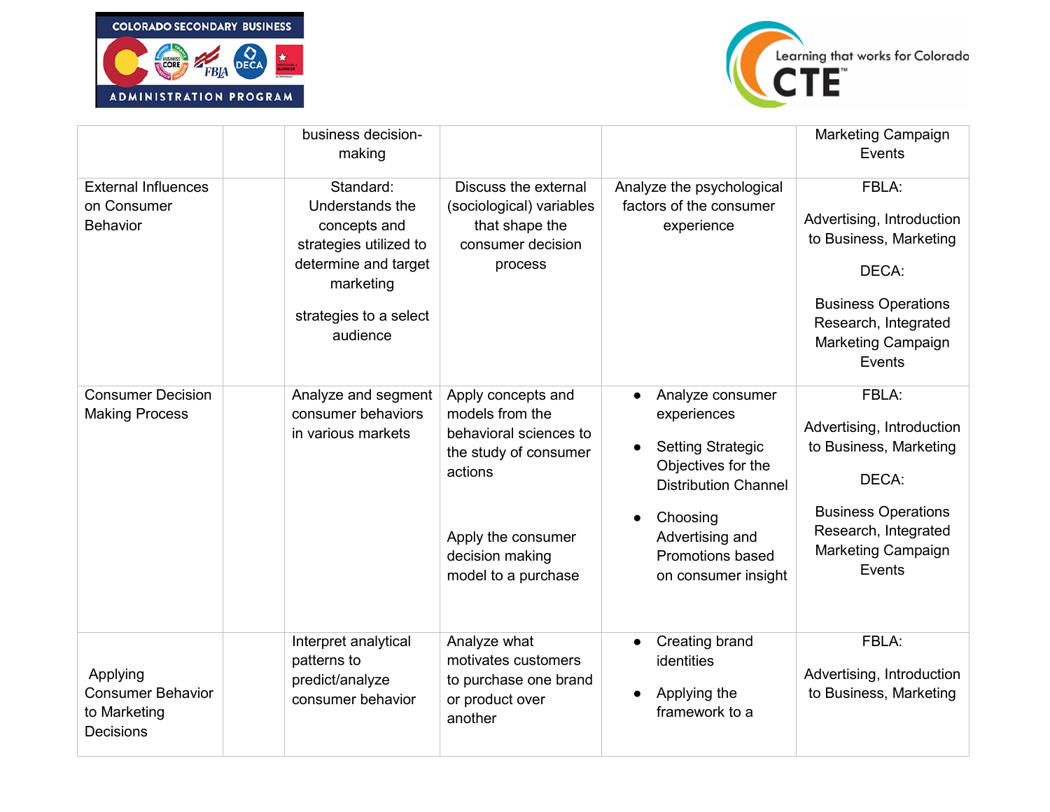| | | | | | |
|---|---|---|---|---|---|
| | | business decision-making | | | Marketing Campaign Events |
| External Influences on Consumer Behavior | | Standard: Understands the concepts and strategies utilized to determine and target marketing strategies to a select audience | Discuss the external (sociological) variables that shape the consumer decision process | Analyze the psychological factors of the consumer experience | FBLA: Advertising, Introduction to Business, Marketing DECA: Business Operations Research, Integrated Marketing Campaign Events |
| Consumer Decision Making Process | | Analyze and segment consumer behaviors in various markets | Apply concepts and models from the behavioral sciences to the study of consumer actions<br><br>Apply the consumer decision making model to a purchase | • Analyze consumer experiences<br>• Setting Strategic Objectives for the Distribution Channel<br>• Choosing Advertising and Promotions based on consumer insight | FBLA: Advertising, Introduction to Business, Marketing DECA: Business Operations Research, Integrated Marketing Campaign Events |
| Applying Consumer Behavior to Marketing Decisions | | Interpret analytical patterns to predict/analyze consumer behavior | Analyze what motivates customers to purchase one brand or product over another | • Creating brand identities<br>• Applying the framework to a | FBLA: Advertising, Introduction to Business, Marketing |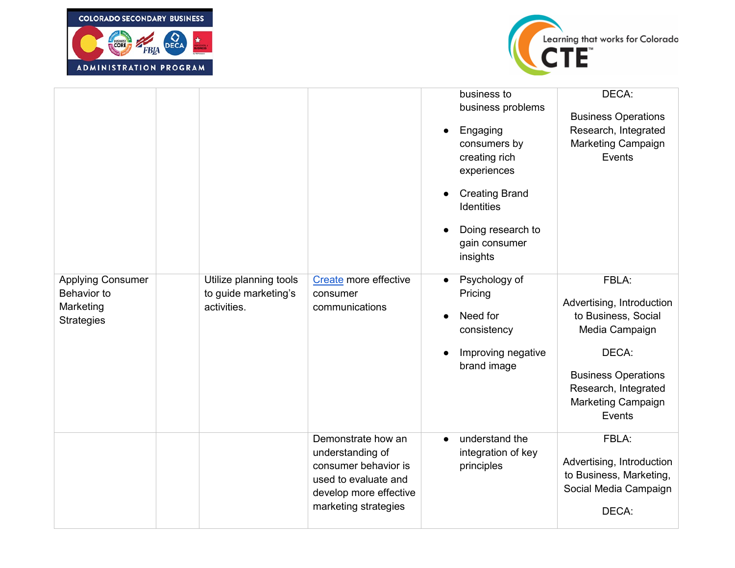| | | | | | |
|---|---|---|---|---|---|
| | | | | • business to business problems<br>• Engaging consumers by creating rich experiences<br>• Creating Brand Identities<br>• Doing research to gain consumer insights | DECA:<br><br>Business Operations Research, Integrated Marketing Campaign Events |
| Applying Consumer Behavior to Marketing Strategies | | Utilize planning tools to guide marketing's activities. | Create more effective consumer communications | • Psychology of Pricing<br>• Need for consistency<br>• Improving negative brand image | FBLA:<br><br>Advertising, Introduction to Business, Social Media Campaign<br><br>DECA:<br><br>Business Operations Research, Integrated Marketing Campaign Events |
| | | | Demonstrate how an understanding of consumer behavior is used to evaluate and develop more effective marketing strategies | • understand the integration of key principles | FBLA:<br><br>Advertising, Introduction to Business, Marketing, Social Media Campaign<br><br>DECA: |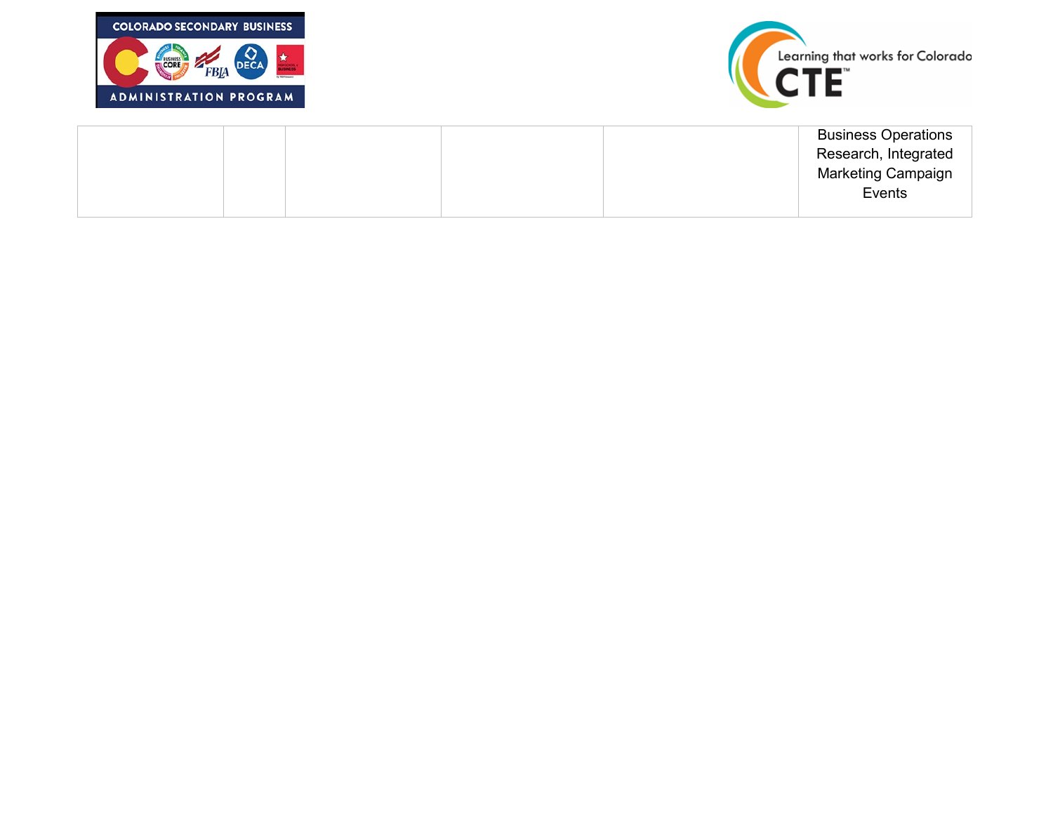| | | | | | |
|---|---|---|---|---|---|
| | | | | | Business Operations Research, Integrated Marketing Campaign Events |